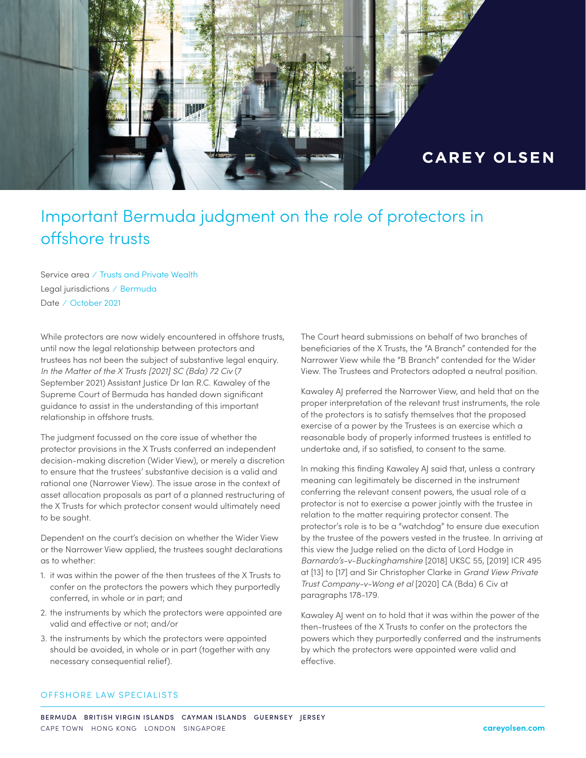CAREY OLSEN

# Important Bermuda judgment on the role of protectors in offshore trusts

Service area / Trusts and Private Wealth
Legal jurisdictions / Bermuda
Date / October 2021

While protectors are now widely encountered in offshore trusts, until now the legal relationship between protectors and trustees has not been the subject of substantive legal enquiry. *In the Matter of the X Trusts [2021] SC (Bda) 72 Civ* (7 September 2021) Assistant Justice Dr Ian R.C. Kawaley of the Supreme Court of Bermuda has handed down significant guidance to assist in the understanding of this important relationship in offshore trusts.

The judgment focussed on the core issue of whether the protector provisions in the X Trusts conferred an independent decision-making discretion (Wider View), or merely a discretion to ensure that the trustees' substantive decision is a valid and rational one (Narrower View). The issue arose in the context of asset allocation proposals as part of a planned restructuring of the X Trusts for which protector consent would ultimately need to be sought.

Dependent on the court's decision on whether the Wider View or the Narrower View applied, the trustees sought declarations as to whether:

1. it was within the power of the then trustees of the X Trusts to confer on the protectors the powers which they purportedly conferred, in whole or in part; and
2. the instruments by which the protectors were appointed are valid and effective or not; and/or
3. the instruments by which the protectors were appointed should be avoided, in whole or in part (together with any necessary consequential relief).

The Court heard submissions on behalf of two branches of beneficiaries of the X Trusts, the "A Branch" contended for the Narrower View while the "B Branch" contended for the Wider View. The Trustees and Protectors adopted a neutral position.

Kawaley AJ preferred the Narrower View, and held that on the proper interpretation of the relevant trust instruments, the role of the protectors is to satisfy themselves that the proposed exercise of a power by the Trustees is an exercise which a reasonable body of properly informed trustees is entitled to undertake and, if so satisfied, to consent to the same.

In making this finding Kawaley AJ said that, unless a contrary meaning can legitimately be discerned in the instrument conferring the relevant consent powers, the usual role of a protector is not to exercise a power jointly with the trustee in relation to the matter requiring protector consent. The protector's role is to be a "watchdog" to ensure due execution by the trustee of the powers vested in the trustee. In arriving at this view the Judge relied on the dicta of Lord Hodge in *Barnardo's-v-Buckinghamshire* [2018] UKSC 55, [2019] ICR 495 at [13] to [17] and Sir Christopher Clarke in *Grand View Private Trust Company-v-Wong et al* [2020] CA (Bda) 6 Civ at paragraphs 178-179.

Kawaley AJ went on to hold that it was within the power of the then-trustees of the X Trusts to confer on the protectors the powers which they purportedly conferred and the instruments by which the protectors were appointed were valid and effective.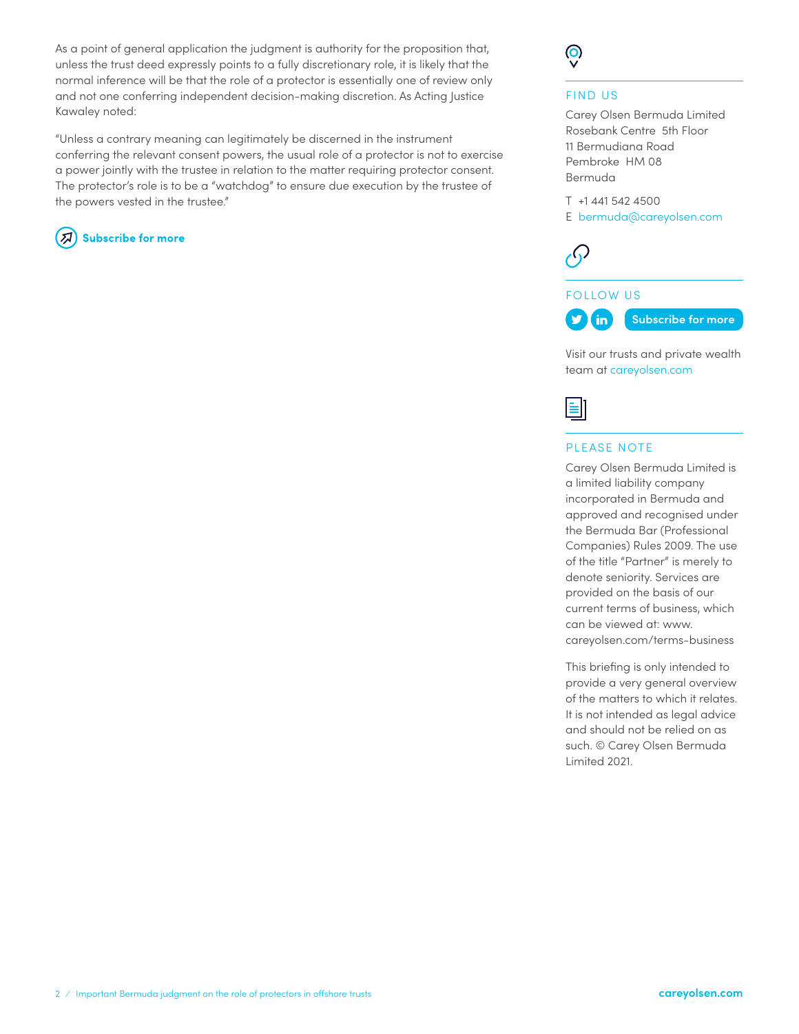As a point of general application the judgment is authority for the proposition that, unless the trust deed expressly points to a fully discretionary role, it is likely that the normal inference will be that the role of a protector is essentially one of review only and not one conferring independent decision-making discretion. As Acting Justice Kawaley noted:

"Unless a contrary meaning can legitimately be discerned in the instrument conferring the relevant consent powers, the usual role of a protector is not to exercise a power jointly with the trustee in relation to the matter requiring protector consent. The protector's role is to be a "watchdog" to ensure due execution by the trustee of the powers vested in the trustee."

**Subscribe for more**

## FIND US

Carey Olsen Bermuda Limited
Rosebank Centre 5th Floor
11 Bermudiana Road
Pembroke HM 08
Bermuda

T +1 441 542 4500
E bermuda@careyolsen.com

## FOLLOW US

Subscribe for more

Visit our trusts and private wealth team at careyolsen.com

## PLEASE NOTE

Carey Olsen Bermuda Limited is a limited liability company incorporated in Bermuda and approved and recognised under the Bermuda Bar (Professional Companies) Rules 2009. The use of the title "Partner" is merely to denote seniority. Services are provided on the basis of our current terms of business, which can be viewed at: www.careyolsen.com/terms-business

This briefing is only intended to provide a very general overview of the matters to which it relates. It is not intended as legal advice and should not be relied on as such. © Carey Olsen Bermuda Limited 2021.